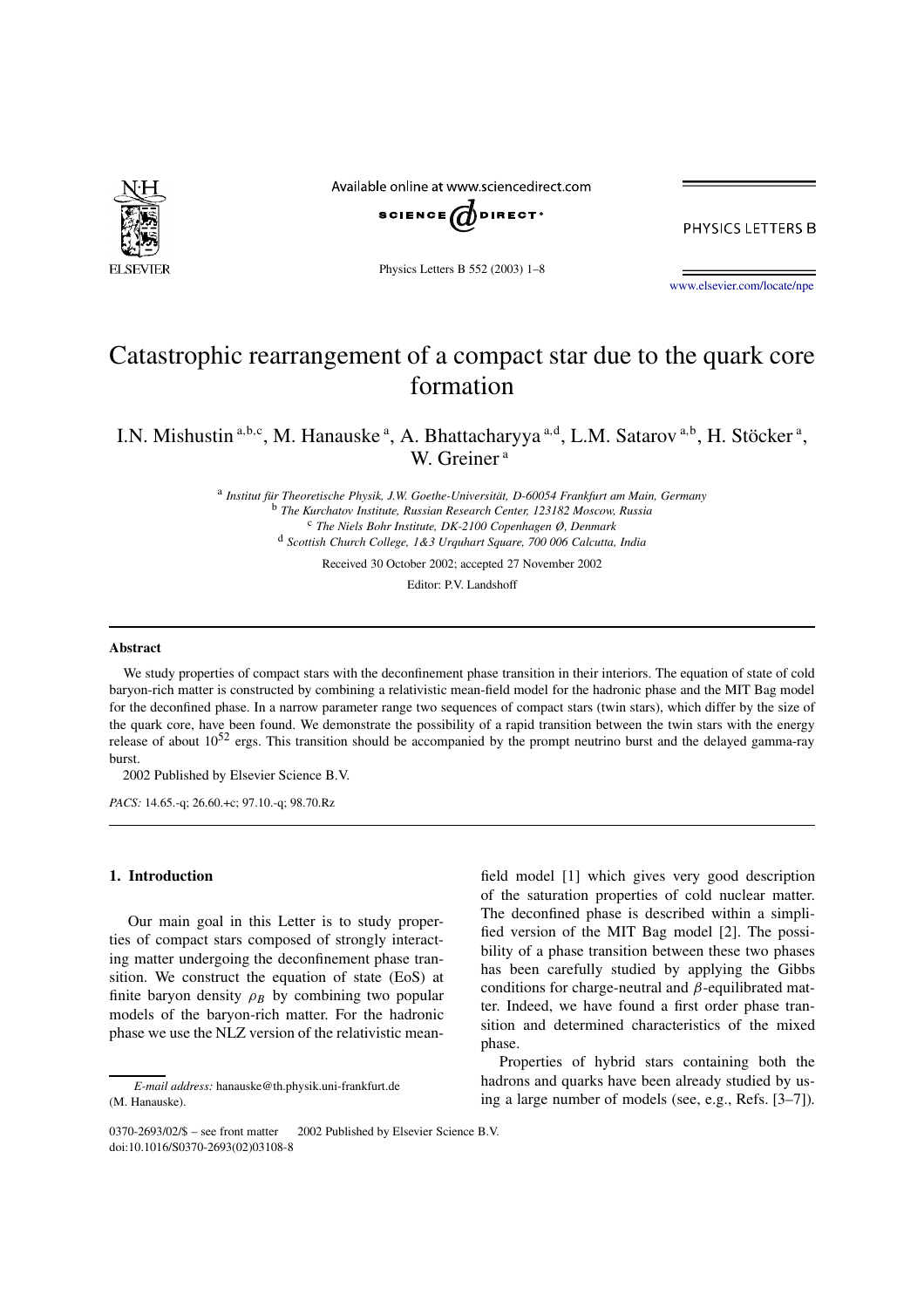# Catastrophic rearrangement of a compact star due to the quark core formation

I.N. Mishustin [a,b,c], M. Hanauske [a], A. Bhattacharyya [a,d], L.M. Satarov [a,b], H. Stöcker [a], W. Greiner [a]

[a] *Institut für Theoretische Physik, J.W. Goethe-Universität, D-60054 Frankfurt am Main, Germany*
[b] *The Kurchatov Institute, Russian Research Center, 123182 Moscow, Russia*
[c] *The Niels Bohr Institute, DK-2100 Copenhagen Ø, Denmark*
[d] *Scottish Church College, 1&3 Urquhart Square, 700 006 Calcutta, India*

Received 30 October 2002; accepted 27 November 2002

Editor: P.V. Landshoff

## Abstract

We study properties of compact stars with the deconfinement phase transition in their interiors. The equation of state of cold baryon-rich matter is constructed by combining a relativistic mean-field model for the hadronic phase and the MIT Bag model for the deconfined phase. In a narrow parameter range two sequences of compact stars (twin stars), which differ by the size of the quark core, have been found. We demonstrate the possibility of a rapid transition between the twin stars with the energy release of about $10^{52}$ ergs. This transition should be accompanied by the prompt neutrino burst and the delayed gamma-ray burst.

2002 Published by Elsevier Science B.V.

*PACS:* 14.65.-q; 26.60.+c; 97.10.-q; 98.70.Rz

## 1. Introduction

Our main goal in this Letter is to study properties of compact stars composed of strongly interacting matter undergoing the deconfinement phase transition. We construct the equation of state (EoS) at finite baryon density $\rho_B$ by combining two popular models of the baryon-rich matter. For the hadronic phase we use the NLZ version of the relativistic mean-field model [1] which gives very good description of the saturation properties of cold nuclear matter. The deconfined phase is described within a simplified version of the MIT Bag model [2]. The possibility of a phase transition between these two phases has been carefully studied by applying the Gibbs conditions for charge-neutral and $\beta$-equilibrated matter. Indeed, we have found a first order phase transition and determined characteristics of the mixed phase.

Properties of hybrid stars containing both the hadrons and quarks have been already studied by using a large number of models (see, e.g., Refs. [3–7]).

*E-mail address:* hanauske@th.physik.uni-frankfurt.de (M. Hanauske).

0370-2693/02/$ – see front matter 2002 Published by Elsevier Science B.V.
doi:10.1016/S0370-2693(02)03108-8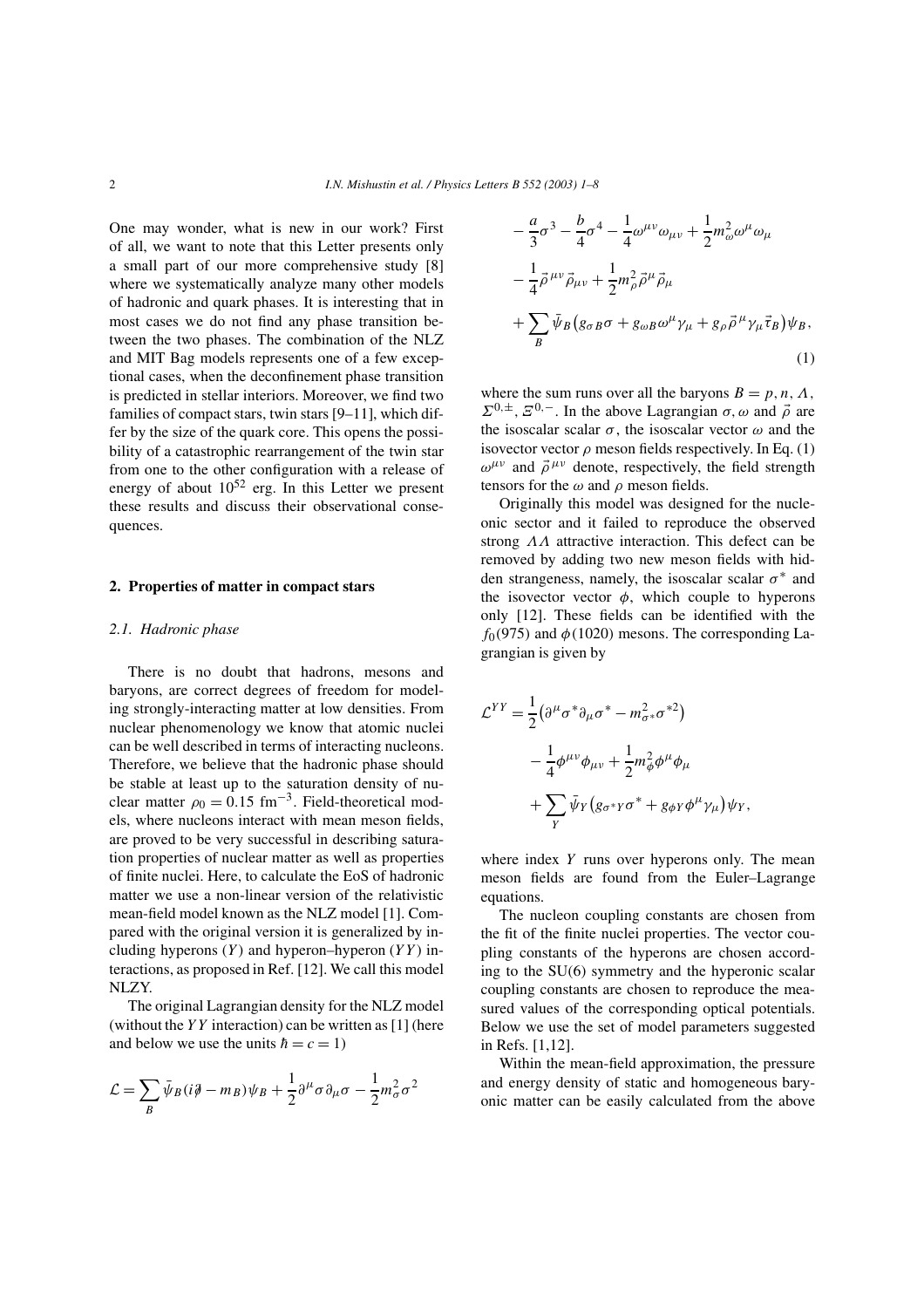One may wonder, what is new in our work? First of all, we want to note that this Letter presents only a small part of our more comprehensive study [8] where we systematically analyze many other models of hadronic and quark phases. It is interesting that in most cases we do not find any phase transition between the two phases. The combination of the NLZ and MIT Bag models represents one of a few exceptional cases, when the deconfinement phase transition is predicted in stellar interiors. Moreover, we find two families of compact stars, twin stars [9–11], which differ by the size of the quark core. This opens the possibility of a catastrophic rearrangement of the twin star from one to the other configuration with a release of energy of about $10^{52}$ erg. In this Letter we present these results and discuss their observational consequences.

## 2. Properties of matter in compact stars

### 2.1. Hadronic phase

There is no doubt that hadrons, mesons and baryons, are correct degrees of freedom for modeling strongly-interacting matter at low densities. From nuclear phenomenology we know that atomic nuclei can be well described in terms of interacting nucleons. Therefore, we believe that the hadronic phase should be stable at least up to the saturation density of nuclear matter $\rho_0 = 0.15\ \mathrm{fm}^{-3}$. Field-theoretical models, where nucleons interact with mean meson fields, are proved to be very successful in describing saturation properties of nuclear matter as well as properties of finite nuclei. Here, to calculate the EoS of hadronic matter we use a non-linear version of the relativistic mean-field model known as the NLZ model [1]. Compared with the original version it is generalized by including hyperons ($Y$) and hyperon–hyperon ($YY$) interactions, as proposed in Ref. [12]. We call this model NLZY.

The original Lagrangian density for the NLZ model (without the $YY$ interaction) can be written as [1] (here and below we use the units $\hbar = c = 1$)

$$
\begin{aligned}
\mathcal{L} = {} & \sum_B \bar{\psi}_B (i\partial\!\!\!/ - m_B)\psi_B + \frac{1}{2}\partial^\mu \sigma \partial_\mu \sigma - \frac{1}{2} m_\sigma^2 \sigma^2 \\
& - \frac{a}{3}\sigma^3 - \frac{b}{4}\sigma^4 - \frac{1}{4}\omega^{\mu\nu}\omega_{\mu\nu} + \frac{1}{2} m_\omega^2 \omega^\mu \omega_\mu \\
& - \frac{1}{4}\vec{\rho}^{\,\mu\nu}\vec{\rho}_{\mu\nu} + \frac{1}{2} m_\rho^2 \vec{\rho}^{\,\mu}\vec{\rho}_\mu \\
& + \sum_B \bar{\psi}_B \left( g_{\sigma B}\sigma + g_{\omega B}\omega^\mu \gamma_\mu + g_\rho \vec{\rho}^{\,\mu}\gamma_\mu \vec{\tau}_B \right)\psi_B,
\end{aligned}
\qquad (1)
$$

where the sum runs over all the baryons $B = p, n, \Lambda, \Sigma^{0,\pm}, \Xi^{0,-}$. In the above Lagrangian $\sigma, \omega$ and $\vec{\rho}$ are the isoscalar scalar $\sigma$, the isoscalar vector $\omega$ and the isovector vector $\rho$ meson fields respectively. In Eq. (1) $\omega^{\mu\nu}$ and $\vec{\rho}^{\,\mu\nu}$ denote, respectively, the field strength tensors for the $\omega$ and $\rho$ meson fields.

Originally this model was designed for the nucleonic sector and it failed to reproduce the observed strong $\Lambda\Lambda$ attractive interaction. This defect can be removed by adding two new meson fields with hidden strangeness, namely, the isoscalar scalar $\sigma^*$ and the isovector vector $\phi$, which couple to hyperons only [12]. These fields can be identified with the $f_0(975)$ and $\phi(1020)$ mesons. The corresponding Lagrangian is given by

$$
\begin{aligned}
\mathcal{L}^{YY} = {} & \frac{1}{2}\left( \partial^\mu \sigma^* \partial_\mu \sigma^* - m_{\sigma^*}^2 \sigma^{*2} \right) \\
& - \frac{1}{4}\phi^{\mu\nu}\phi_{\mu\nu} + \frac{1}{2} m_\phi^2 \phi^\mu \phi_\mu \\
& + \sum_Y \bar{\psi}_Y \left( g_{\sigma^* Y}\sigma^* + g_{\phi Y}\phi^\mu \gamma_\mu \right)\psi_Y,
\end{aligned}
$$

where index $Y$ runs over hyperons only. The mean meson fields are found from the Euler–Lagrange equations.

The nucleon coupling constants are chosen from the fit of the finite nuclei properties. The vector coupling constants of the hyperons are chosen according to the SU(6) symmetry and the hyperonic scalar coupling constants are chosen to reproduce the measured values of the corresponding optical potentials. Below we use the set of model parameters suggested in Refs. [1,12].

Within the mean-field approximation, the pressure and energy density of static and homogeneous baryonic matter can be easily calculated from the above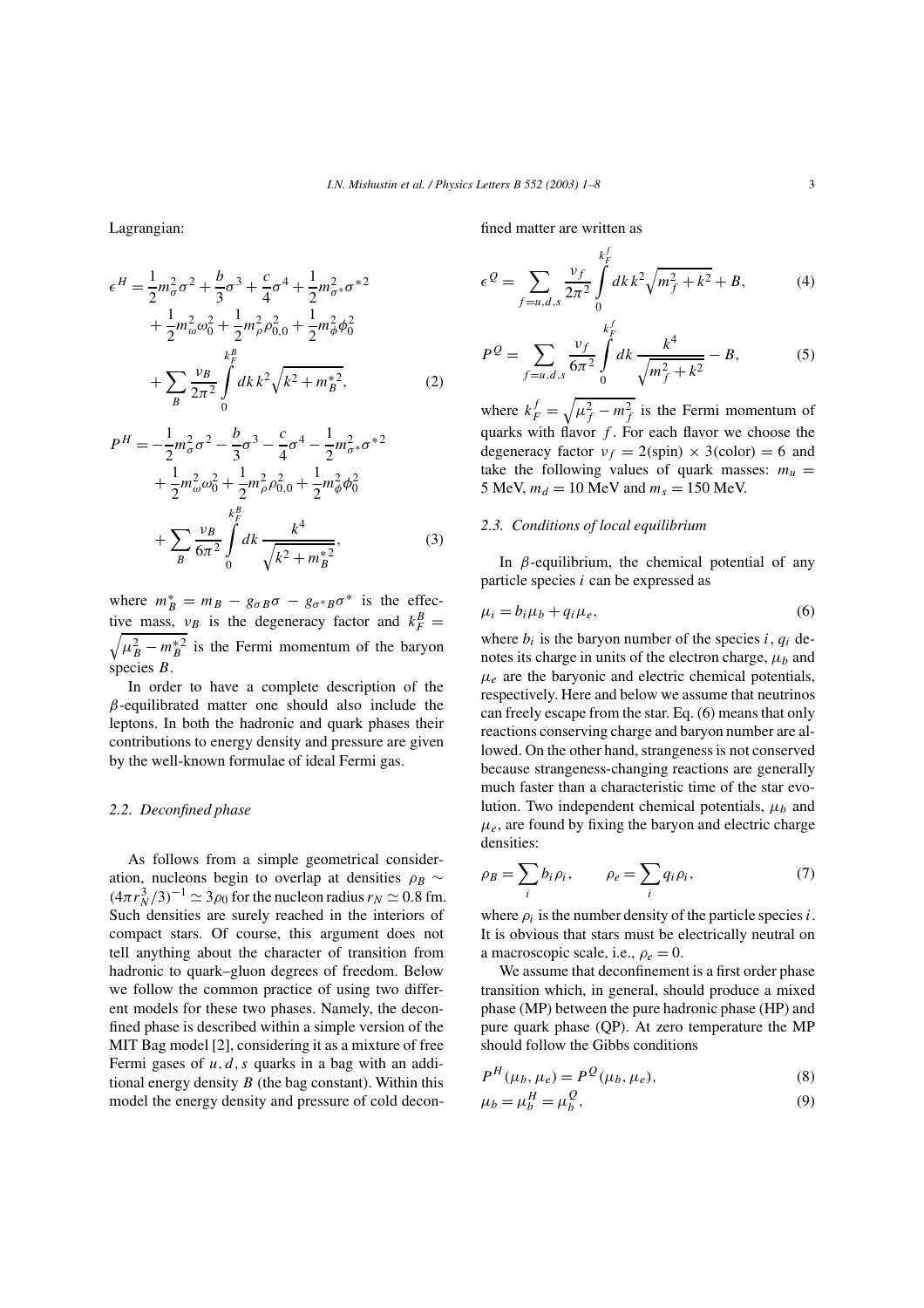Lagrangian:

$$
\epsilon^H = \frac{1}{2}m_\sigma^2\sigma^2 + \frac{b}{3}\sigma^3 + \frac{c}{4}\sigma^4 + \frac{1}{2}m_{\sigma^*}^2\sigma^{*2} + \frac{1}{2}m_\omega^2\omega_0^2 + \frac{1}{2}m_\rho^2\rho_{0,0}^2 + \frac{1}{2}m_\phi^2\phi_0^2 + \sum_B \frac{\nu_B}{2\pi^2}\int_0^{k_F^B} dk\, k^2\sqrt{k^2 + m_B^{*2}}, \tag{2}
$$

$$
P^H = -\frac{1}{2}m_\sigma^2\sigma^2 - \frac{b}{3}\sigma^3 - \frac{c}{4}\sigma^4 - \frac{1}{2}m_{\sigma^*}^2\sigma^{*2} + \frac{1}{2}m_\omega^2\omega_0^2 + \frac{1}{2}m_\rho^2\rho_{0,0}^2 + \frac{1}{2}m_\phi^2\phi_0^2 + \sum_B \frac{\nu_B}{6\pi^2}\int_0^{k_F^B} dk\, \frac{k^4}{\sqrt{k^2 + m_B^{*2}}}, \tag{3}
$$

where $m_B^* = m_B - g_{\sigma B}\sigma - g_{\sigma^* B}\sigma^*$ is the effective mass, $\nu_B$ is the degeneracy factor and $k_F^B = \sqrt{\mu_B^2 - m_B^{*2}}$ is the Fermi momentum of the baryon species $B$.

In order to have a complete description of the $\beta$-equilibrated matter one should also include the leptons. In both the hadronic and quark phases their contributions to energy density and pressure are given by the well-known formulae of ideal Fermi gas.

### 2.2. Deconfined phase

As follows from a simple geometrical consideration, nucleons begin to overlap at densities $\rho_B \sim (4\pi r_N^3/3)^{-1} \simeq 3\rho_0$ for the nucleon radius $r_N \simeq 0.8$ fm. Such densities are surely reached in the interiors of compact stars. Of course, this argument does not tell anything about the character of transition from hadronic to quark–gluon degrees of freedom. Below we follow the common practice of using two different models for these two phases. Namely, the deconfined phase is described within a simple version of the MIT Bag model [2], considering it as a mixture of free Fermi gases of $u, d, s$ quarks in a bag with an additional energy density $B$ (the bag constant). Within this model the energy density and pressure of cold deconfined matter are written as

$$
\epsilon^Q = \sum_{f=u,d,s} \frac{\nu_f}{2\pi^2}\int_0^{k_F^f} dk\, k^2\sqrt{m_f^2 + k^2} + B, \tag{4}
$$

$$
P^Q = \sum_{f=u,d,s} \frac{\nu_f}{6\pi^2}\int_0^{k_F^f} dk\, \frac{k^4}{\sqrt{m_f^2 + k^2}} - B, \tag{5}
$$

where $k_F^f = \sqrt{\mu_f^2 - m_f^2}$ is the Fermi momentum of quarks with flavor $f$. For each flavor we choose the degeneracy factor $\nu_f = 2(\text{spin}) \times 3(\text{color}) = 6$ and take the following values of quark masses: $m_u = 5$ MeV, $m_d = 10$ MeV and $m_s = 150$ MeV.

### 2.3. Conditions of local equilibrium

In $\beta$-equilibrium, the chemical potential of any particle species $i$ can be expressed as

$$
\mu_i = b_i\mu_b + q_i\mu_e, \tag{6}
$$

where $b_i$ is the baryon number of the species $i$, $q_i$ denotes its charge in units of the electron charge, $\mu_b$ and $\mu_e$ are the baryonic and electric chemical potentials, respectively. Here and below we assume that neutrinos can freely escape from the star. Eq. (6) means that only reactions conserving charge and baryon number are allowed. On the other hand, strangeness is not conserved because strangeness-changing reactions are generally much faster than a characteristic time of the star evolution. Two independent chemical potentials, $\mu_b$ and $\mu_e$, are found by fixing the baryon and electric charge densities:

$$
\rho_B = \sum_i b_i\rho_i, \qquad \rho_e = \sum_i q_i\rho_i, \tag{7}
$$

where $\rho_i$ is the number density of the particle species $i$. It is obvious that stars must be electrically neutral on a macroscopic scale, i.e., $\rho_e = 0$.

We assume that deconfinement is a first order phase transition which, in general, should produce a mixed phase (MP) between the pure hadronic phase (HP) and pure quark phase (QP). At zero temperature the MP should follow the Gibbs conditions

$$
P^H(\mu_b, \mu_e) = P^Q(\mu_b, \mu_e), \tag{8}
$$

$$
\mu_b = \mu_b^H = \mu_b^Q, \tag{9}
$$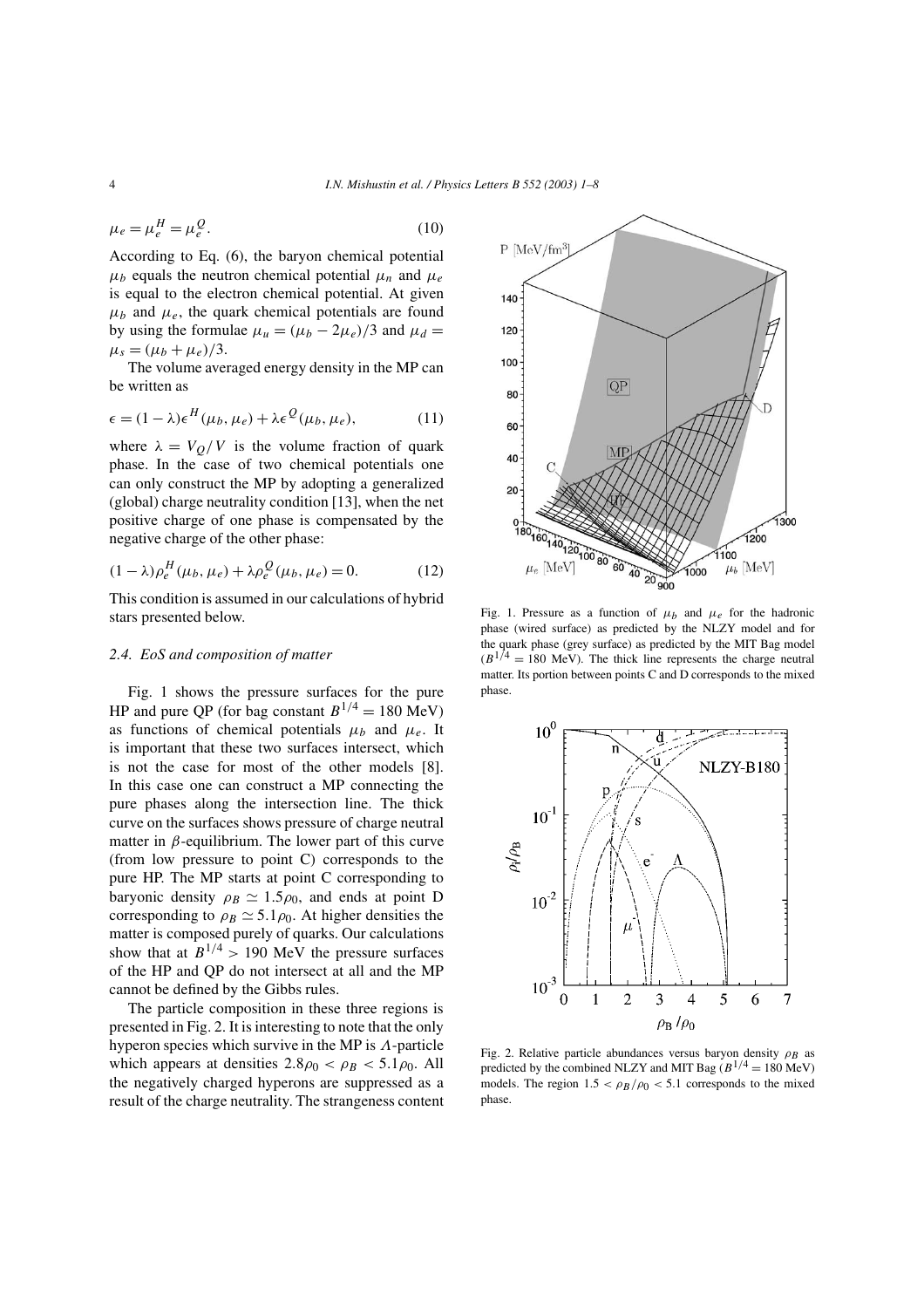$$\mu_e = \mu_e^H = \mu_e^Q. \tag{10}$$

According to Eq. (6), the baryon chemical potential $\mu_b$ equals the neutron chemical potential $\mu_n$ and $\mu_e$ is equal to the electron chemical potential. At given $\mu_b$ and $\mu_e$, the quark chemical potentials are found by using the formulae $\mu_u = (\mu_b - 2\mu_e)/3$ and $\mu_d = \mu_s = (\mu_b + \mu_e)/3$.

The volume averaged energy density in the MP can be written as

$$\epsilon = (1-\lambda)\epsilon^H(\mu_b, \mu_e) + \lambda\epsilon^Q(\mu_b, \mu_e), \tag{11}$$

where $\lambda = V_Q/V$ is the volume fraction of quark phase. In the case of two chemical potentials one can only construct the MP by adopting a generalized (global) charge neutrality condition [13], when the net positive charge of one phase is compensated by the negative charge of the other phase:

$$(1-\lambda)\rho_e^H(\mu_b, \mu_e) + \lambda\rho_e^Q(\mu_b, \mu_e) = 0. \tag{12}$$

This condition is assumed in our calculations of hybrid stars presented below.

### 2.4. EoS and composition of matter

Fig. 1 shows the pressure surfaces for the pure HP and pure QP (for bag constant $B^{1/4} = 180$ MeV) as functions of chemical potentials $\mu_b$ and $\mu_e$. It is important that these two surfaces intersect, which is not the case for most of the other models [8]. In this case one can construct a MP connecting the pure phases along the intersection line. The thick curve on the surfaces shows pressure of charge neutral matter in $\beta$-equilibrium. The lower part of this curve (from low pressure to point C) corresponds to the pure HP. The MP starts at point C corresponding to baryonic density $\rho_B \simeq 1.5\rho_0$, and ends at point D corresponding to $\rho_B \simeq 5.1\rho_0$. At higher densities the matter is composed purely of quarks. Our calculations show that at $B^{1/4} > 190$ MeV the pressure surfaces of the HP and QP do not intersect at all and the MP cannot be defined by the Gibbs rules.

The particle composition in these three regions is presented in Fig. 2. It is interesting to note that the only hyperon species which survive in the MP is $\Lambda$-particle which appears at densities $2.8\rho_0 < \rho_B < 5.1\rho_0$. All the negatively charged hyperons are suppressed as a result of the charge neutrality. The strangeness content

Fig. 1. Pressure as a function of $\mu_b$ and $\mu_e$ for the hadronic phase (wired surface) as predicted by the NLZY model and for the quark phase (grey surface) as predicted by the MIT Bag model ($B^{1/4} = 180$ MeV). The thick line represents the charge neutral matter. Its portion between points C and D corresponds to the mixed phase.

Fig. 2. Relative particle abundances versus baryon density $\rho_B$ as predicted by the combined NLZY and MIT Bag ($B^{1/4} = 180$ MeV) models. The region $1.5 < \rho_B/\rho_0 < 5.1$ corresponds to the mixed phase.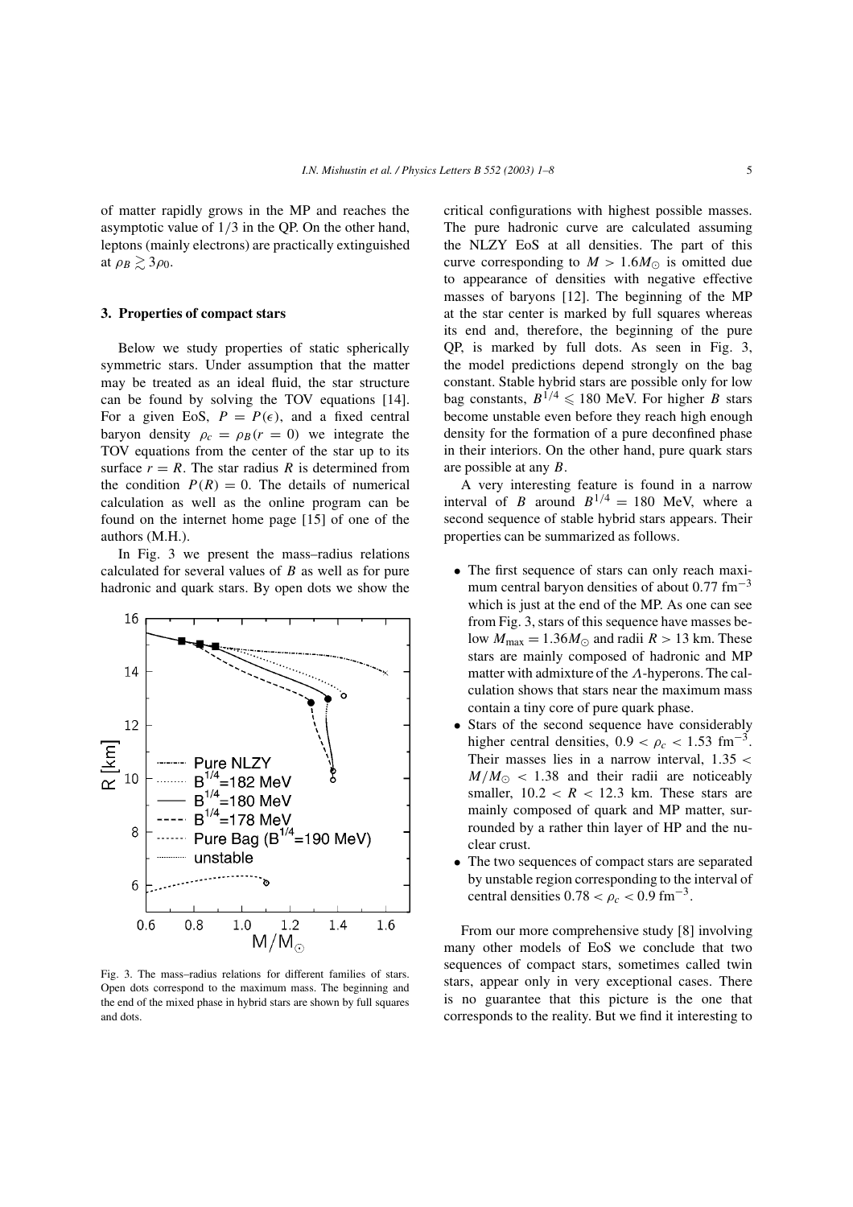of matter rapidly grows in the MP and reaches the asymptotic value of 1/3 in the QP. On the other hand, leptons (mainly electrons) are practically extinguished at $\rho_B \gtrsim 3\rho_0$.

## 3. Properties of compact stars

Below we study properties of static spherically symmetric stars. Under assumption that the matter may be treated as an ideal fluid, the star structure can be found by solving the TOV equations [14]. For a given EoS, $P = P(\epsilon)$, and a fixed central baryon density $\rho_c = \rho_B(r = 0)$ we integrate the TOV equations from the center of the star up to its surface $r = R$. The star radius $R$ is determined from the condition $P(R) = 0$. The details of numerical calculation as well as the online program can be found on the internet home page [15] of one of the authors (M.H.).

In Fig. 3 we present the mass–radius relations calculated for several values of $B$ as well as for pure hadronic and quark stars. By open dots we show the critical configurations with highest possible masses. The pure hadronic curve are calculated assuming the NLZY EoS at all densities. The part of this curve corresponding to $M > 1.6M_\odot$ is omitted due to appearance of densities with negative effective masses of baryons [12]. The beginning of the MP at the star center is marked by full squares whereas its end and, therefore, the beginning of the pure QP, is marked by full dots. As seen in Fig. 3, the model predictions depend strongly on the bag constant. Stable hybrid stars are possible only for low bag constants, $B^{1/4} \leqslant 180$ MeV. For higher $B$ stars become unstable even before they reach high enough density for the formation of a pure deconfined phase in their interiors. On the other hand, pure quark stars are possible at any $B$.

Fig. 3. The mass–radius relations for different families of stars. Open dots correspond to the maximum mass. The beginning and the end of the mixed phase in hybrid stars are shown by full squares and dots.

A very interesting feature is found in a narrow interval of $B$ around $B^{1/4} = 180$ MeV, where a second sequence of stable hybrid stars appears. Their properties can be summarized as follows.

- The first sequence of stars can only reach maximum central baryon densities of about 0.77 $\text{fm}^{-3}$ which is just at the end of the MP. As one can see from Fig. 3, stars of this sequence have masses below $M_{\max} = 1.36M_\odot$ and radii $R > 13$ km. These stars are mainly composed of hadronic and MP matter with admixture of the $\Lambda$-hyperons. The calculation shows that stars near the maximum mass contain a tiny core of pure quark phase.
- Stars of the second sequence have considerably higher central densities, $0.9 < \rho_c < 1.53$ $\text{fm}^{-3}$. Their masses lies in a narrow interval, $1.35 < M/M_\odot < 1.38$ and their radii are noticeably smaller, $10.2 < R < 12.3$ km. These stars are mainly composed of quark and MP matter, surrounded by a rather thin layer of HP and the nuclear crust.
- The two sequences of compact stars are separated by unstable region corresponding to the interval of central densities $0.78 < \rho_c < 0.9$ $\text{fm}^{-3}$.

From our more comprehensive study [8] involving many other models of EoS we conclude that two sequences of compact stars, sometimes called twin stars, appear only in very exceptional cases. There is no guarantee that this picture is the one that corresponds to the reality. But we find it interesting to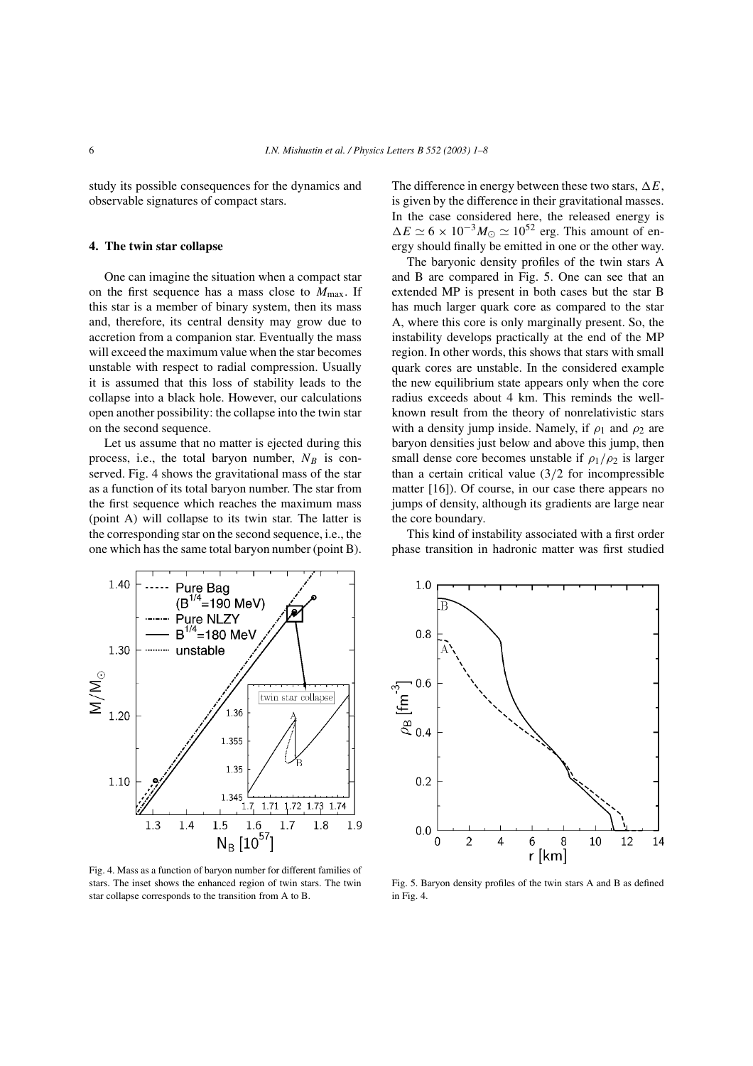study its possible consequences for the dynamics and observable signatures of compact stars.

## 4. The twin star collapse

One can imagine the situation when a compact star on the first sequence has a mass close to $M_{\max}$. If this star is a member of binary system, then its mass and, therefore, its central density may grow due to accretion from a companion star. Eventually the mass will exceed the maximum value when the star becomes unstable with respect to radial compression. Usually it is assumed that this loss of stability leads to the collapse into a black hole. However, our calculations open another possibility: the collapse into the twin star on the second sequence.

Let us assume that no matter is ejected during this process, i.e., the total baryon number, $N_B$ is conserved. Fig. 4 shows the gravitational mass of the star as a function of its total baryon number. The star from the first sequence which reaches the maximum mass (point A) will collapse to its twin star. The latter is the corresponding star on the second sequence, i.e., the one which has the same total baryon number (point B). The difference in energy between these two stars, $\Delta E$, is given by the difference in their gravitational masses. In the case considered here, the released energy is $\Delta E \simeq 6 \times 10^{-3} M_\odot \simeq 10^{52}$ erg. This amount of energy should finally be emitted in one or the other way.

The baryonic density profiles of the twin stars A and B are compared in Fig. 5. One can see that an extended MP is present in both cases but the star B has much larger quark core as compared to the star A, where this core is only marginally present. So, the instability develops practically at the end of the MP region. In other words, this shows that stars with small quark cores are unstable. In the considered example the new equilibrium state appears only when the core radius exceeds about 4 km. This reminds the well-known result from the theory of nonrelativistic stars with a density jump inside. Namely, if $\rho_1$ and $\rho_2$ are baryon densities just below and above this jump, then small dense core becomes unstable if $\rho_1/\rho_2$ is larger than a certain critical value (3/2 for incompressible matter [16]). Of course, in our case there appears no jumps of density, although its gradients are large near the core boundary.

This kind of instability associated with a first order phase transition in hadronic matter was first studied

Fig. 4. Mass as a function of baryon number for different families of stars. The inset shows the enhanced region of twin stars. The twin star collapse corresponds to the transition from A to B.

Fig. 5. Baryon density profiles of the twin stars A and B as defined in Fig. 4.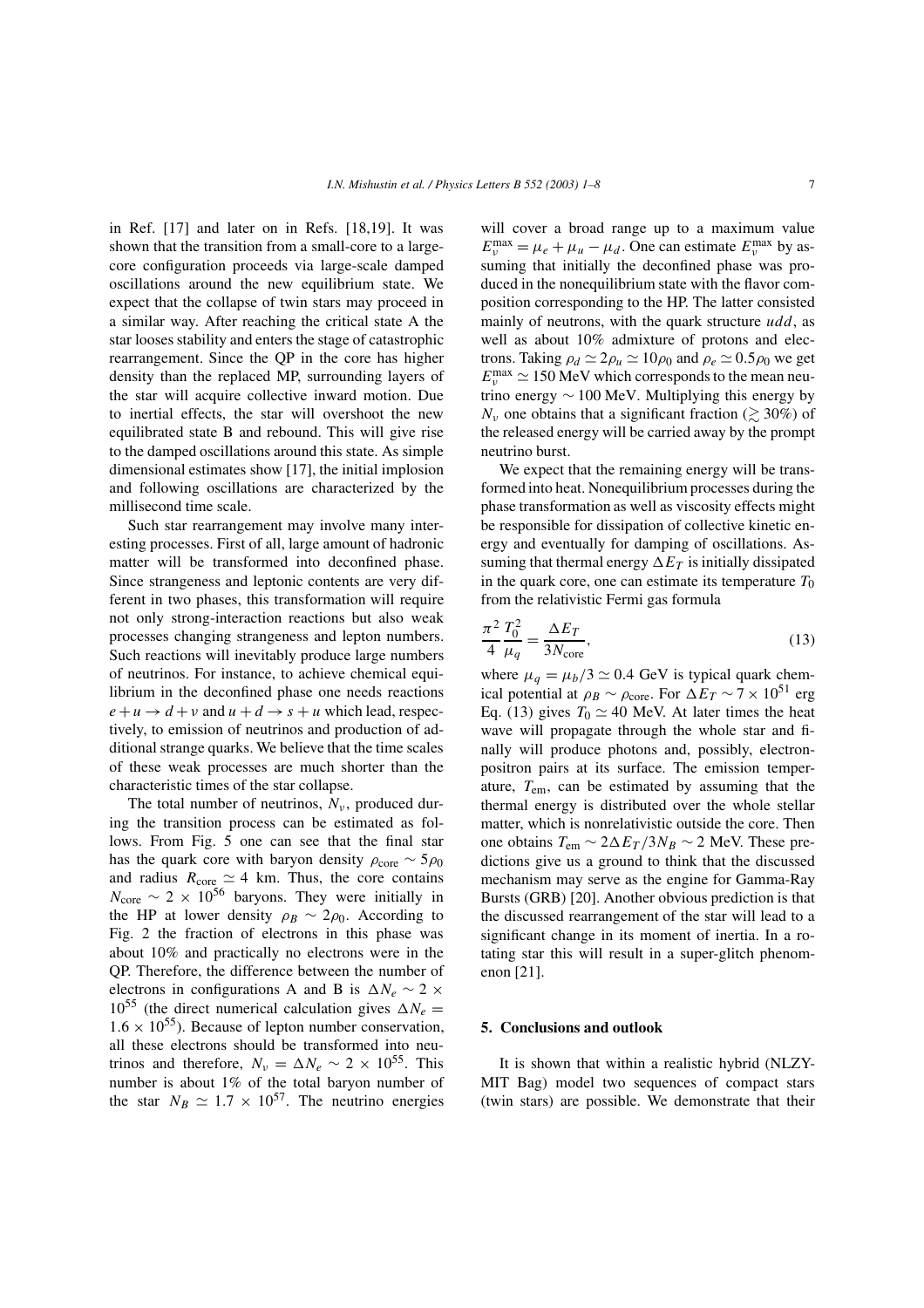in Ref. [17] and later on in Refs. [18,19]. It was shown that the transition from a small-core to a large-core configuration proceeds via large-scale damped oscillations around the new equilibrium state. We expect that the collapse of twin stars may proceed in a similar way. After reaching the critical state A the star looses stability and enters the stage of catastrophic rearrangement. Since the QP in the core has higher density than the replaced MP, surrounding layers of the star will acquire collective inward motion. Due to inertial effects, the star will overshoot the new equilibrated state B and rebound. This will give rise to the damped oscillations around this state. As simple dimensional estimates show [17], the initial implosion and following oscillations are characterized by the millisecond time scale.

Such star rearrangement may involve many interesting processes. First of all, large amount of hadronic matter will be transformed into deconfined phase. Since strangeness and leptonic contents are very different in two phases, this transformation will require not only strong-interaction reactions but also weak processes changing strangeness and lepton numbers. Such reactions will inevitably produce large numbers of neutrinos. For instance, to achieve chemical equilibrium in the deconfined phase one needs reactions $e + u \to d + \nu$ and $u + d \to s + u$ which lead, respectively, to emission of neutrinos and production of additional strange quarks. We believe that the time scales of these weak processes are much shorter than the characteristic times of the star collapse.

The total number of neutrinos, $N_\nu$, produced during the transition process can be estimated as follows. From Fig. 5 one can see that the final star has the quark core with baryon density $\rho_{\text{core}} \sim 5\rho_0$ and radius $R_{\text{core}} \simeq 4$ km. Thus, the core contains $N_{\text{core}} \sim 2 \times 10^{56}$ baryons. They were initially in the HP at lower density $\rho_B \sim 2\rho_0$. According to Fig. 2 the fraction of electrons in this phase was about 10% and practically no electrons were in the QP. Therefore, the difference between the number of electrons in configurations A and B is $\Delta N_e \sim 2 \times 10^{55}$ (the direct numerical calculation gives $\Delta N_e = 1.6 \times 10^{55}$). Because of lepton number conservation, all these electrons should be transformed into neutrinos and therefore, $N_\nu = \Delta N_e \sim 2 \times 10^{55}$. This number is about 1% of the total baryon number of the star $N_B \simeq 1.7 \times 10^{57}$. The neutrino energies will cover a broad range up to a maximum value $E_\nu^{\max} = \mu_e + \mu_u - \mu_d$. One can estimate $E_\nu^{\max}$ by assuming that initially the deconfined phase was produced in the nonequilibrium state with the flavor composition corresponding to the HP. The latter consisted mainly of neutrons, with the quark structure $udd$, as well as about 10% admixture of protons and electrons. Taking $\rho_d \simeq 2\rho_u \simeq 10\rho_0$ and $\rho_e \simeq 0.5\rho_0$ we get $E_\nu^{\max} \simeq 150$ MeV which corresponds to the mean neutrino energy $\sim 100$ MeV. Multiplying this energy by $N_\nu$ one obtains that a significant fraction ($\gtrsim 30\%$) of the released energy will be carried away by the prompt neutrino burst.

We expect that the remaining energy will be transformed into heat. Nonequilibrium processes during the phase transformation as well as viscosity effects might be responsible for dissipation of collective kinetic energy and eventually for damping of oscillations. Assuming that thermal energy $\Delta E_T$ is initially dissipated in the quark core, one can estimate its temperature $T_0$ from the relativistic Fermi gas formula

$$\frac{\pi^2}{4}\frac{T_0^2}{\mu_q} = \frac{\Delta E_T}{3N_{\text{core}}}, \tag{13}$$

where $\mu_q = \mu_b/3 \simeq 0.4$ GeV is typical quark chemical potential at $\rho_B \sim \rho_{\text{core}}$. For $\Delta E_T \sim 7 \times 10^{51}$ erg Eq. (13) gives $T_0 \simeq 40$ MeV. At later times the heat wave will propagate through the whole star and finally will produce photons and, possibly, electron-positron pairs at its surface. The emission temperature, $T_{\text{em}}$, can be estimated by assuming that the thermal energy is distributed over the whole stellar matter, which is nonrelativistic outside the core. Then one obtains $T_{\text{em}} \sim 2\Delta E_T/3N_B \sim 2$ MeV. These predictions give us a ground to think that the discussed mechanism may serve as the engine for Gamma-Ray Bursts (GRB) [20]. Another obvious prediction is that the discussed rearrangement of the star will lead to a significant change in its moment of inertia. In a rotating star this will result in a super-glitch phenomenon [21].

## 5. Conclusions and outlook

It is shown that within a realistic hybrid (NLZY-MIT Bag) model two sequences of compact stars (twin stars) are possible. We demonstrate that their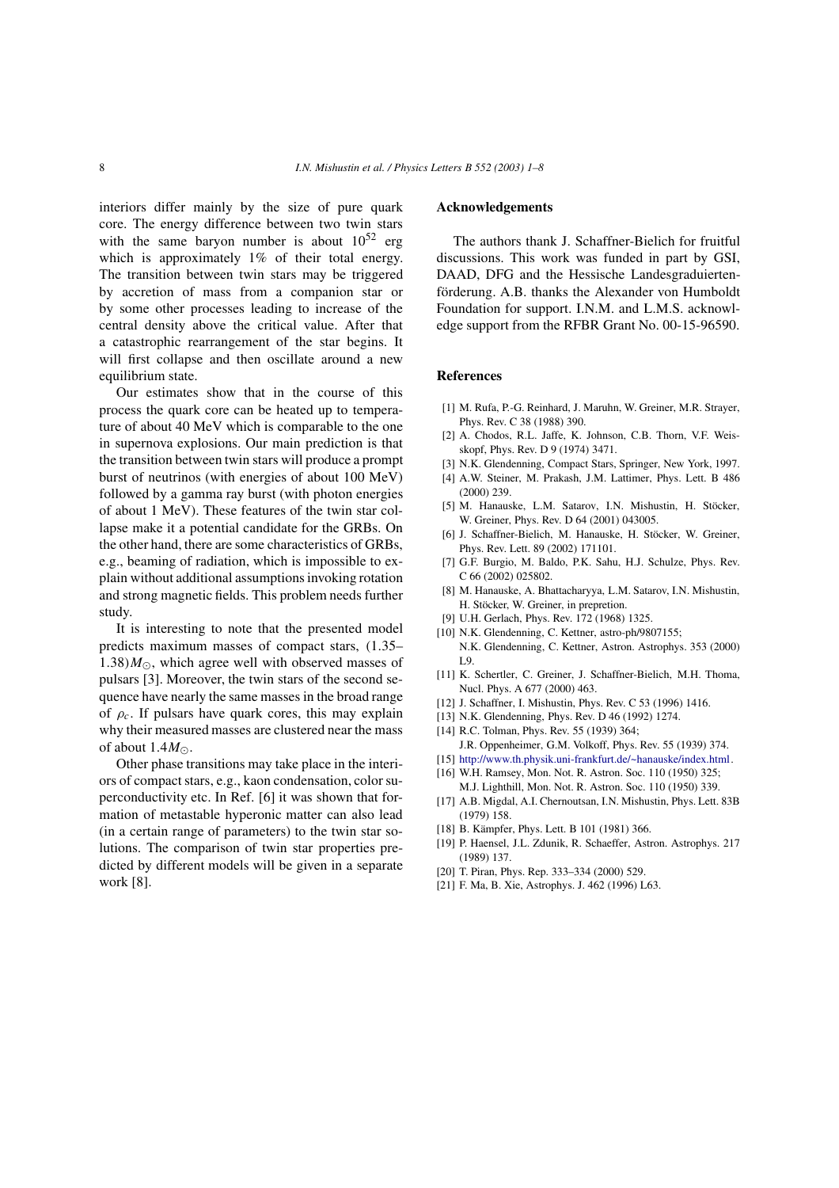interiors differ mainly by the size of pure quark core. The energy difference between two twin stars with the same baryon number is about $10^{52}$ erg which is approximately 1% of their total energy. The transition between twin stars may be triggered by accretion of mass from a companion star or by some other processes leading to increase of the central density above the critical value. After that a catastrophic rearrangement of the star begins. It will first collapse and then oscillate around a new equilibrium state.

Our estimates show that in the course of this process the quark core can be heated up to temperature of about 40 MeV which is comparable to the one in supernova explosions. Our main prediction is that the transition between twin stars will produce a prompt burst of neutrinos (with energies of about 100 MeV) followed by a gamma ray burst (with photon energies of about 1 MeV). These features of the twin star collapse make it a potential candidate for the GRBs. On the other hand, there are some characteristics of GRBs, e.g., beaming of radiation, which is impossible to explain without additional assumptions invoking rotation and strong magnetic fields. This problem needs further study.

It is interesting to note that the presented model predicts maximum masses of compact stars, $(1.35–1.38)M_{\odot}$, which agree well with observed masses of pulsars [3]. Moreover, the twin stars of the second sequence have nearly the same masses in the broad range of $\rho_c$. If pulsars have quark cores, this may explain why their measured masses are clustered near the mass of about $1.4M_{\odot}$.

Other phase transitions may take place in the interiors of compact stars, e.g., kaon condensation, color superconductivity etc. In Ref. [6] it was shown that formation of metastable hyperonic matter can also lead (in a certain range of parameters) to the twin star solutions. The comparison of twin star properties predicted by different models will be given in a separate work [8].

## Acknowledgements

The authors thank J. Schaffner-Bielich for fruitful discussions. This work was funded in part by GSI, DAAD, DFG and the Hessische Landesgraduiertenförderung. A.B. thanks the Alexander von Humboldt Foundation for support. I.N.M. and L.M.S. acknowledge support from the RFBR Grant No. 00-15-96590.

## References

[1] M. Rufa, P.-G. Reinhard, J. Maruhn, W. Greiner, M.R. Strayer, Phys. Rev. C 38 (1988) 390.

[2] A. Chodos, R.L. Jaffe, K. Johnson, C.B. Thorn, V.F. Weisskopf, Phys. Rev. D 9 (1974) 3471.

[3] N.K. Glendenning, Compact Stars, Springer, New York, 1997.

[4] A.W. Steiner, M. Prakash, J.M. Lattimer, Phys. Lett. B 486 (2000) 239.

[5] M. Hanauske, L.M. Satarov, I.N. Mishustin, H. Stöcker, W. Greiner, Phys. Rev. D 64 (2001) 043005.

[6] J. Schaffner-Bielich, M. Hanauske, H. Stöcker, W. Greiner, Phys. Rev. Lett. 89 (2002) 171101.

[7] G.F. Burgio, M. Baldo, P.K. Sahu, H.J. Schulze, Phys. Rev. C 66 (2002) 025802.

[8] M. Hanauske, A. Bhattacharyya, L.M. Satarov, I.N. Mishustin, H. Stöcker, W. Greiner, in prepretion.

[9] U.H. Gerlach, Phys. Rev. 172 (1968) 1325.

[10] N.K. Glendenning, C. Kettner, astro-ph/9807155; N.K. Glendenning, C. Kettner, Astron. Astrophys. 353 (2000) L9.

[11] K. Schertler, C. Greiner, J. Schaffner-Bielich, M.H. Thoma, Nucl. Phys. A 677 (2000) 463.

[12] J. Schaffner, I. Mishustin, Phys. Rev. C 53 (1996) 1416.

[13] N.K. Glendenning, Phys. Rev. D 46 (1992) 1274.

[14] R.C. Tolman, Phys. Rev. 55 (1939) 364; J.R. Oppenheimer, G.M. Volkoff, Phys. Rev. 55 (1939) 374.

[15] http://www.th.physik.uni-frankfurt.de/~hanauske/index.html.

[16] W.H. Ramsey, Mon. Not. R. Astron. Soc. 110 (1950) 325; M.J. Lighthill, Mon. Not. R. Astron. Soc. 110 (1950) 339.

[17] A.B. Migdal, A.I. Chernoutsan, I.N. Mishustin, Phys. Lett. 83B (1979) 158.

[18] B. Kämpfer, Phys. Lett. B 101 (1981) 366.

[19] P. Haensel, J.L. Zdunik, R. Schaeffer, Astron. Astrophys. 217 (1989) 137.

[20] T. Piran, Phys. Rep. 333–334 (2000) 529.

[21] F. Ma, B. Xie, Astrophys. J. 462 (1996) L63.